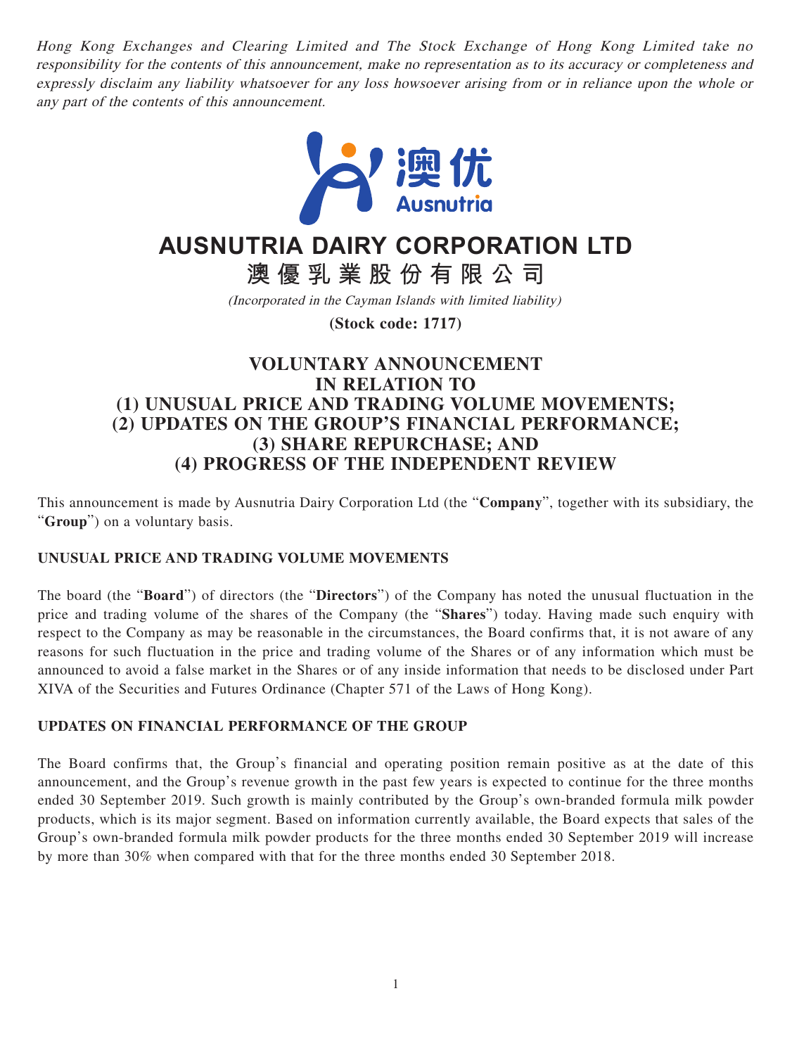*Hong Kong Exchanges and Clearing Limited and The Stock Exchange of Hong Kong Limited take no responsibility for the contents of this announcement, make no representation as to its accuracy or completeness and expressly disclaim any liability whatsoever for any loss howsoever arising from or in reliance upon the whole or any part of the contents of this announcement.*

# AUSNUTRIA DAIRY CORPORATION LTD

# 澳優乳業股份有限公司

*(Incorporated in the Cayman Islands with limited liability)*

**(Stock code: 1717)**

## VOLUNTARY ANNOUNCEMENT IN RELATION TO (1) UNUSUAL PRICE AND TRADING VOLUME MOVEMENTS; (2) UPDATES ON THE GROUP'S FINANCIAL PERFORMANCE; (3) SHARE REPURCHASE; AND (4) PROGRESS OF THE INDEPENDENT REVIEW

This announcement is made by Ausnutria Dairy Corporation Ltd (the "**Company**", together with its subsidiary, the "**Group**") on a voluntary basis.

### UNUSUAL PRICE AND TRADING VOLUME MOVEMENTS

The board (the "**Board**") of directors (the "**Directors**") of the Company has noted the unusual fluctuation in the price and trading volume of the shares of the Company (the "**Shares**") today. Having made such enquiry with respect to the Company as may be reasonable in the circumstances, the Board confirms that, it is not aware of any reasons for such fluctuation in the price and trading volume of the Shares or of any information which must be announced to avoid a false market in the Shares or of any inside information that needs to be disclosed under Part XIVA of the Securities and Futures Ordinance (Chapter 571 of the Laws of Hong Kong).

### UPDATES ON FINANCIAL PERFORMANCE OF THE GROUP

The Board confirms that, the Group's financial and operating position remain positive as at the date of this announcement, and the Group's revenue growth in the past few years is expected to continue for the three months ended 30 September 2019. Such growth is mainly contributed by the Group's own-branded formula milk powder products, which is its major segment. Based on information currently available, the Board expects that sales of the Group's own-branded formula milk powder products for the three months ended 30 September 2019 will increase by more than 30% when compared with that for the three months ended 30 September 2018.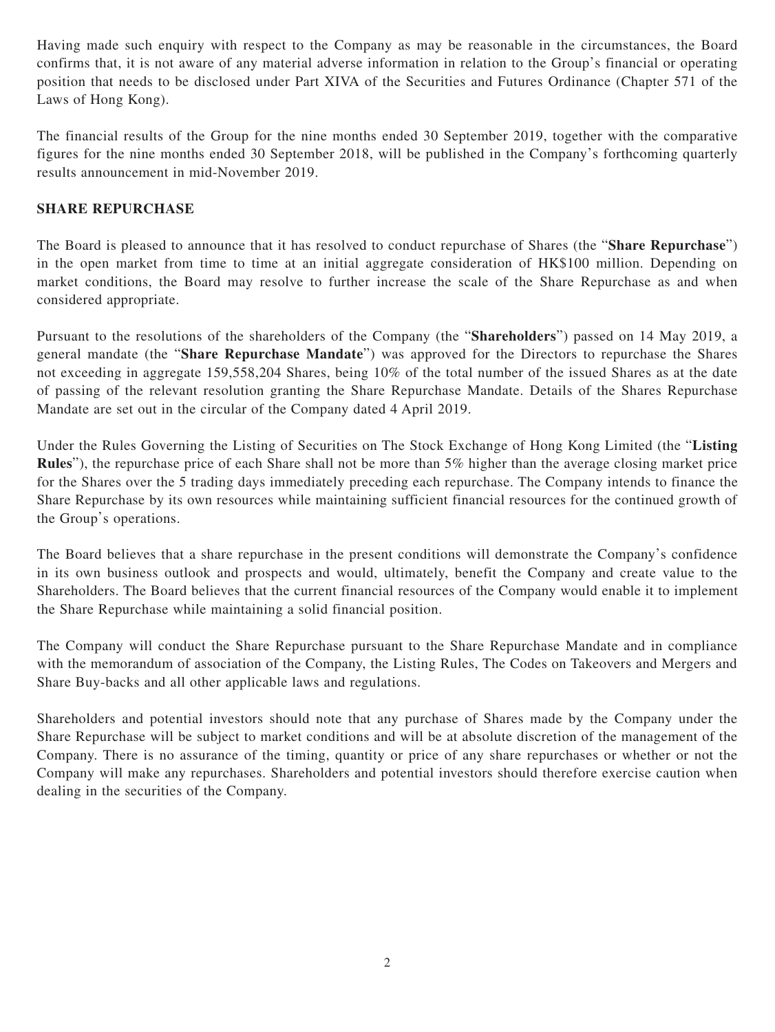Having made such enquiry with respect to the Company as may be reasonable in the circumstances, the Board confirms that, it is not aware of any material adverse information in relation to the Group's financial or operating position that needs to be disclosed under Part XIVA of the Securities and Futures Ordinance (Chapter 571 of the Laws of Hong Kong).

The financial results of the Group for the nine months ended 30 September 2019, together with the comparative figures for the nine months ended 30 September 2018, will be published in the Company's forthcoming quarterly results announcement in mid-November 2019.

## SHARE REPURCHASE

The Board is pleased to announce that it has resolved to conduct repurchase of Shares (the "**Share Repurchase**") in the open market from time to time at an initial aggregate consideration of HK$100 million. Depending on market conditions, the Board may resolve to further increase the scale of the Share Repurchase as and when considered appropriate.

Pursuant to the resolutions of the shareholders of the Company (the "**Shareholders**") passed on 14 May 2019, a general mandate (the "**Share Repurchase Mandate**") was approved for the Directors to repurchase the Shares not exceeding in aggregate 159,558,204 Shares, being 10% of the total number of the issued Shares as at the date of passing of the relevant resolution granting the Share Repurchase Mandate. Details of the Shares Repurchase Mandate are set out in the circular of the Company dated 4 April 2019.

Under the Rules Governing the Listing of Securities on The Stock Exchange of Hong Kong Limited (the "**Listing Rules**"), the repurchase price of each Share shall not be more than 5% higher than the average closing market price for the Shares over the 5 trading days immediately preceding each repurchase. The Company intends to finance the Share Repurchase by its own resources while maintaining sufficient financial resources for the continued growth of the Group's operations.

The Board believes that a share repurchase in the present conditions will demonstrate the Company's confidence in its own business outlook and prospects and would, ultimately, benefit the Company and create value to the Shareholders. The Board believes that the current financial resources of the Company would enable it to implement the Share Repurchase while maintaining a solid financial position.

The Company will conduct the Share Repurchase pursuant to the Share Repurchase Mandate and in compliance with the memorandum of association of the Company, the Listing Rules, The Codes on Takeovers and Mergers and Share Buy-backs and all other applicable laws and regulations.

Shareholders and potential investors should note that any purchase of Shares made by the Company under the Share Repurchase will be subject to market conditions and will be at absolute discretion of the management of the Company. There is no assurance of the timing, quantity or price of any share repurchases or whether or not the Company will make any repurchases. Shareholders and potential investors should therefore exercise caution when dealing in the securities of the Company.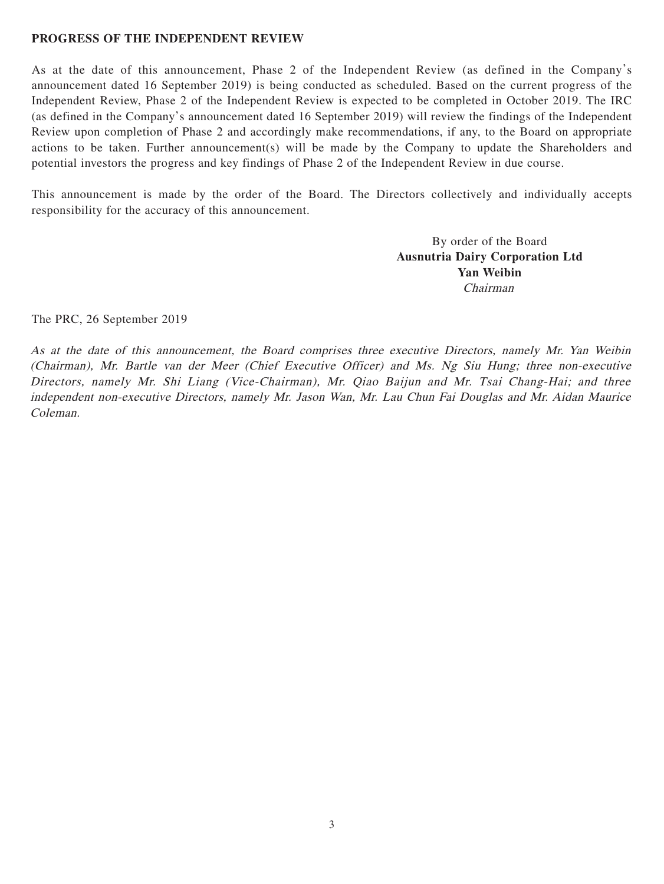**PROGRESS OF THE INDEPENDENT REVIEW**

As at the date of this announcement, Phase 2 of the Independent Review (as defined in the Company's announcement dated 16 September 2019) is being conducted as scheduled. Based on the current progress of the Independent Review, Phase 2 of the Independent Review is expected to be completed in October 2019. The IRC (as defined in the Company's announcement dated 16 September 2019) will review the findings of the Independent Review upon completion of Phase 2 and accordingly make recommendations, if any, to the Board on appropriate actions to be taken. Further announcement(s) will be made by the Company to update the Shareholders and potential investors the progress and key findings of Phase 2 of the Independent Review in due course.

This announcement is made by the order of the Board. The Directors collectively and individually accepts responsibility for the accuracy of this announcement.

By order of the Board
**Ausnutria Dairy Corporation Ltd**
**Yan Weibin**
*Chairman*

The PRC, 26 September 2019

*As at the date of this announcement, the Board comprises three executive Directors, namely Mr. Yan Weibin (Chairman), Mr. Bartle van der Meer (Chief Executive Officer) and Ms. Ng Siu Hung; three non-executive Directors, namely Mr. Shi Liang (Vice-Chairman), Mr. Qiao Baijun and Mr. Tsai Chang-Hai; and three independent non-executive Directors, namely Mr. Jason Wan, Mr. Lau Chun Fai Douglas and Mr. Aidan Maurice Coleman.*